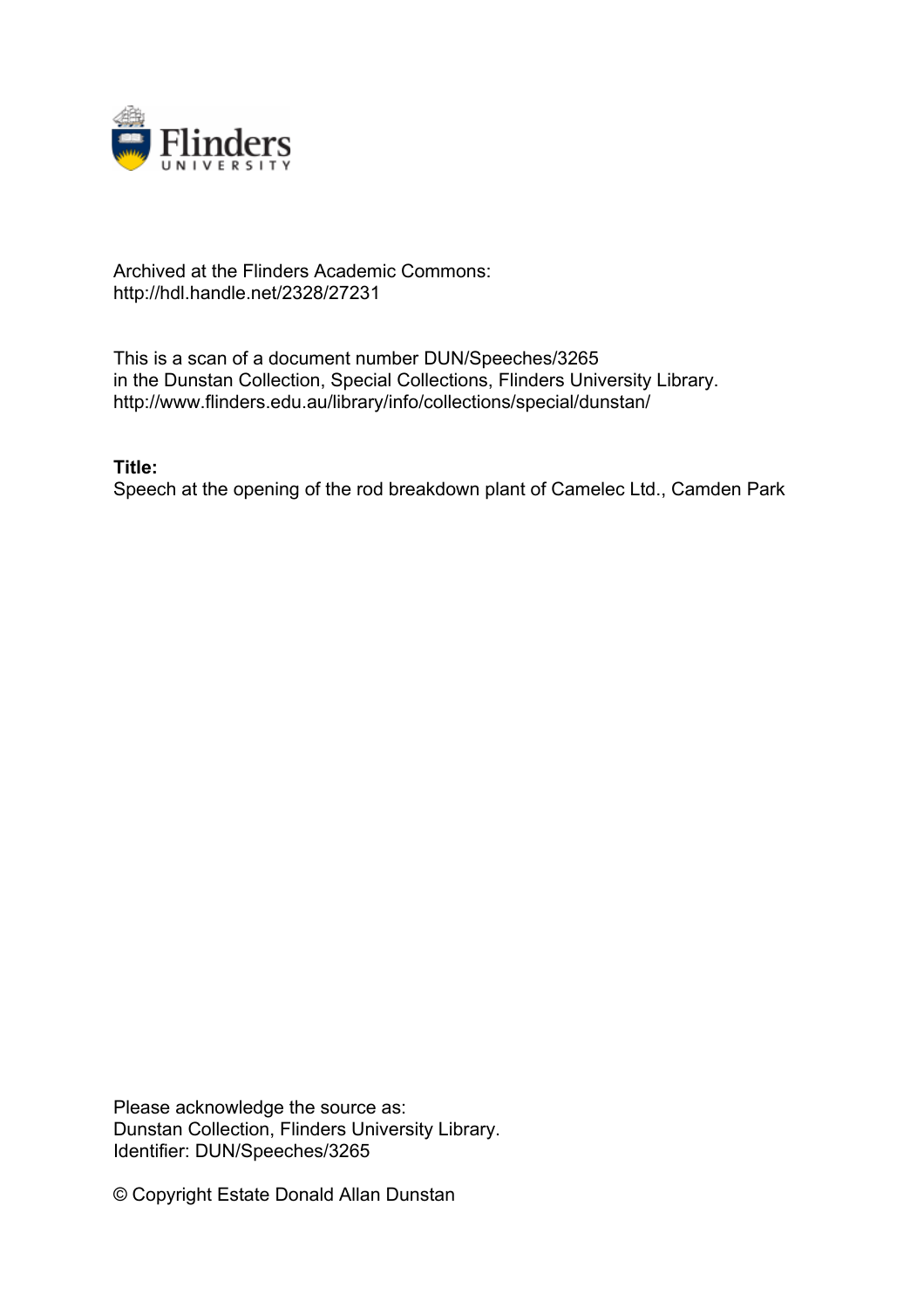Archived at the Flinders Academic Commons:
http://hdl.handle.net/2328/27231

This is a scan of a document number DUN/Speeches/3265
in the Dunstan Collection, Special Collections, Flinders University Library.
http://www.flinders.edu.au/library/info/collections/special/dunstan/

**Title:**
Speech at the opening of the rod breakdown plant of Camelec Ltd., Camden Park

Please acknowledge the source as:
Dunstan Collection, Flinders University Library.
Identifier: DUN/Speeches/3265

© Copyright Estate Donald Allan Dunstan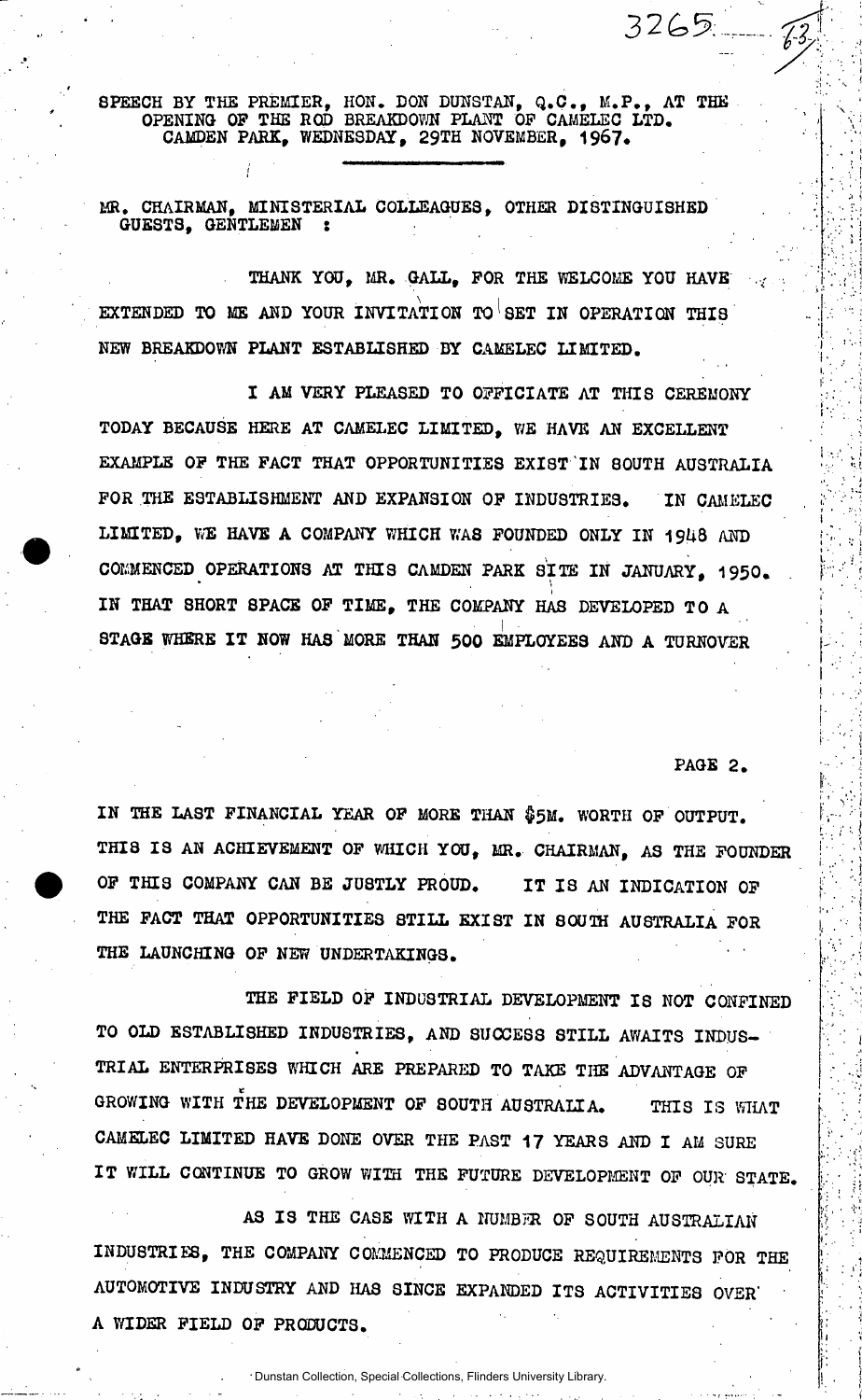SPEECH BY THE PREMIER, HON. DON DUNSTAN, Q.C., M.P., AT THE OPENING OF THE ROD BREAKDOWN PLANT OF CAMELEC LTD. CAMDEN PARK, WEDNESDAY, 29TH NOVEMBER, 1967.

MR. CHAIRMAN, MINISTERIAL COLLEAGUES, OTHER DISTINGUISHED GUESTS, GENTLEMEN :

THANK YOU, MR. GALL, FOR THE WELCOME YOU HAVE EXTENDED TO ME AND YOUR INVITATION TO SET IN OPERATION THIS NEW BREAKDOWN PLANT ESTABLISHED BY CAMELEC LIMITED.

I AM VERY PLEASED TO OFFICIATE AT THIS CEREMONY TODAY BECAUSE HERE AT CAMELEC LIMITED, WE HAVE AN EXCELLENT EXAMPLE OF THE FACT THAT OPPORTUNITIES EXIST IN SOUTH AUSTRALIA FOR THE ESTABLISHMENT AND EXPANSION OF INDUSTRIES. IN CAMELEC LIMITED, WE HAVE A COMPANY WHICH WAS FOUNDED ONLY IN 1948 AND COMMENCED OPERATIONS AT THIS CAMDEN PARK SITE IN JANUARY, 1950. IN THAT SHORT SPACE OF TIME, THE COMPANY HAS DEVELOPED TO A STAGE WHERE IT NOW HAS MORE THAN 500 EMPLOYEES AND A TURNOVER IN THE LAST FINANCIAL YEAR OF MORE THAN $5M. WORTH OF OUTPUT. THIS IS AN ACHIEVEMENT OF WHICH YOU, MR. CHAIRMAN, AS THE FOUNDER OF THIS COMPANY CAN BE JUSTLY PROUD. IT IS AN INDICATION OF THE FACT THAT OPPORTUNITIES STILL EXIST IN SOUTH AUSTRALIA FOR THE LAUNCHING OF NEW UNDERTAKINGS.

THE FIELD OF INDUSTRIAL DEVELOPMENT IS NOT CONFINED TO OLD ESTABLISHED INDUSTRIES, AND SUCCESS STILL AWAITS INDUSTRIAL ENTERPRISES WHICH ARE PREPARED TO TAKE THE ADVANTAGE OF GROWING WITH THE DEVELOPMENT OF SOUTH AUSTRALIA. THIS IS WHAT CAMELEC LIMITED HAVE DONE OVER THE PAST 17 YEARS AND I AM SURE IT WILL CONTINUE TO GROW WITH THE FUTURE DEVELOPMENT OF OUR STATE.

AS IS THE CASE WITH A NUMBER OF SOUTH AUSTRALIAN INDUSTRIES, THE COMPANY COMMENCED TO PRODUCE REQUIREMENTS FOR THE AUTOMOTIVE INDUSTRY AND HAS SINCE EXPANDED ITS ACTIVITIES OVER A WIDER FIELD OF PRODUCTS.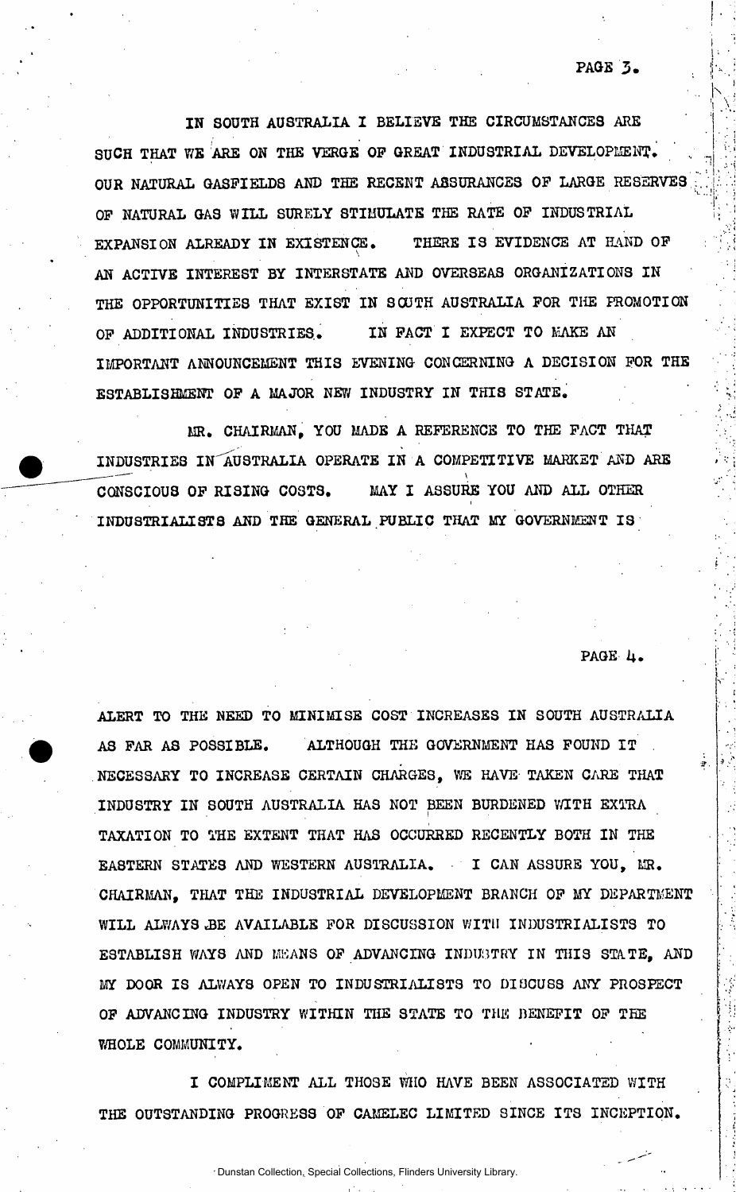IN SOUTH AUSTRALIA I BELIEVE THE CIRCUMSTANCES ARE SUCH THAT WE ARE ON THE VERGE OF GREAT INDUSTRIAL DEVELOPMENT. OUR NATURAL GASFIELDS AND THE RECENT ASSURANCES OF LARGE RESERVES OF NATURAL GAS WILL SURELY STIMULATE THE RATE OF INDUSTRIAL EXPANSION ALREADY IN EXISTENCE. THERE IS EVIDENCE AT HAND OF AN ACTIVE INTEREST BY INTERSTATE AND OVERSEAS ORGANIZATIONS IN THE OPPORTUNITIES THAT EXIST IN SOUTH AUSTRALIA FOR THE PROMOTION OF ADDITIONAL INDUSTRIES. IN FACT I EXPECT TO MAKE AN IMPORTANT ANNOUNCEMENT THIS EVENING CONCERNING A DECISION FOR THE ESTABLISHMENT OF A MAJOR NEW INDUSTRY IN THIS STATE.

MR. CHAIRMAN, YOU MADE A REFERENCE TO THE FACT THAT INDUSTRIES IN AUSTRALIA OPERATE IN A COMPETITIVE MARKET AND ARE CONSCIOUS OF RISING COSTS. MAY I ASSURE YOU AND ALL OTHER INDUSTRIALISTS AND THE GENERAL PUBLIC THAT MY GOVERNMENT IS ALERT TO THE NEED TO MINIMISE COST INCREASES IN SOUTH AUSTRALIA AS FAR AS POSSIBLE. ALTHOUGH THE GOVERNMENT HAS FOUND IT NECESSARY TO INCREASE CERTAIN CHARGES, WE HAVE TAKEN CARE THAT INDUSTRY IN SOUTH AUSTRALIA HAS NOT BEEN BURDENED WITH EXTRA TAXATION TO THE EXTENT THAT HAS OCCURRED RECENTLY BOTH IN THE EASTERN STATES AND WESTERN AUSTRALIA. I CAN ASSURE YOU, MR. CHAIRMAN, THAT THE INDUSTRIAL DEVELOPMENT BRANCH OF MY DEPARTMENT WILL ALWAYS BE AVAILABLE FOR DISCUSSION WITH INDUSTRIALISTS TO ESTABLISH WAYS AND MEANS OF ADVANCING INDUSTRY IN THIS STATE, AND MY DOOR IS ALWAYS OPEN TO INDUSTRIALISTS TO DISCUSS ANY PROSPECT OF ADVANCING INDUSTRY WITHIN THE STATE TO THE BENEFIT OF THE WHOLE COMMUNITY.

I COMPLIMENT ALL THOSE WHO HAVE BEEN ASSOCIATED WITH THE OUTSTANDING PROGRESS OF CAMELEC LIMITED SINCE ITS INCEPTION.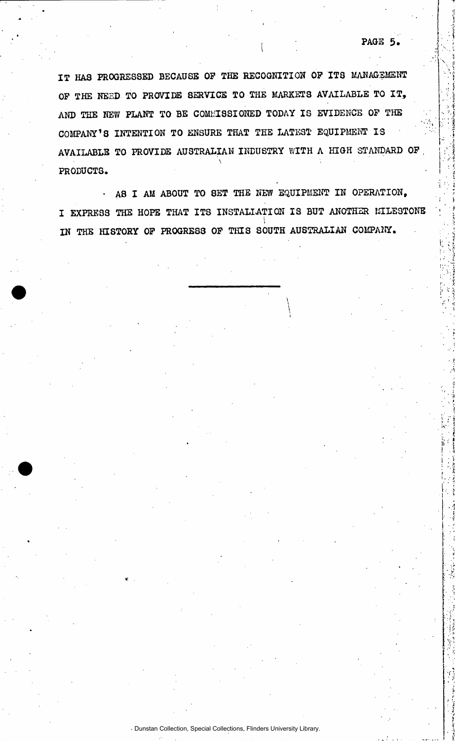IT HAS PROGRESSED BECAUSE OF THE RECOGNITION OF ITS MANAGEMENT OF THE NEED TO PROVIDE SERVICE TO THE MARKETS AVAILABLE TO IT, AND THE NEW PLANT TO BE COMMISSIONED TODAY IS EVIDENCE OF THE COMPANY'S INTENTION TO ENSURE THAT THE LATEST EQUIPMENT IS AVAILABLE TO PROVIDE AUSTRALIAN INDUSTRY WITH A HIGH STANDARD OF PRODUCTS.

AS I AM ABOUT TO SET THE NEW EQUIPMENT IN OPERATION, I EXPRESS THE HOPE THAT ITS INSTALLATION IS BUT ANOTHER MILESTONE IN THE HISTORY OF PROGRESS OF THIS SOUTH AUSTRALIAN COMPANY.

---

Dunstan Collection, Special Collections, Flinders University Library.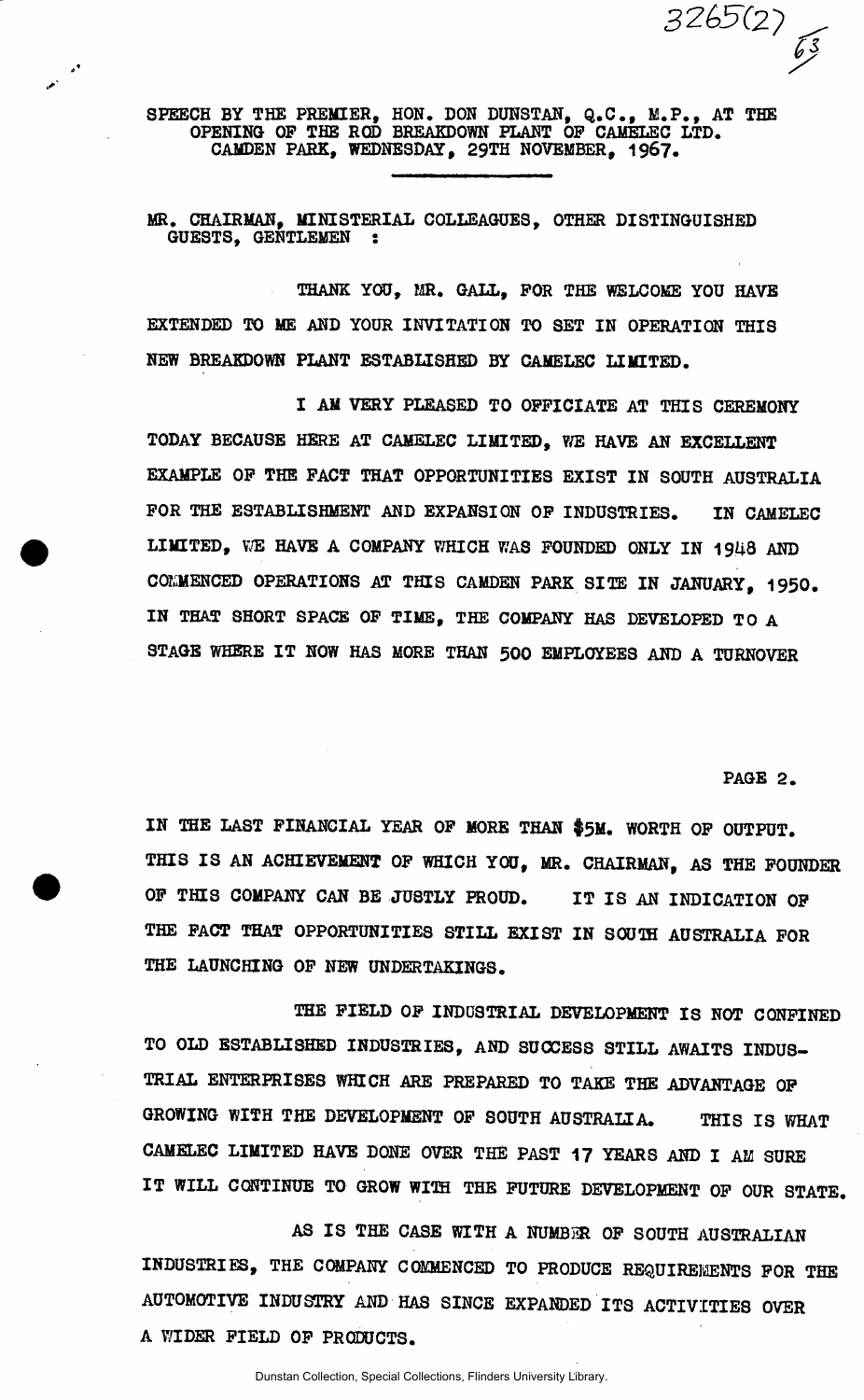SPEECH BY THE PREMIER, HON. DON DUNSTAN, Q.C., M.P., AT THE OPENING OF THE ROD BREAKDOWN PLANT OF CAMELEC LTD. CAMDEN PARK, WEDNESDAY, 29TH NOVEMBER, 1967.

MR. CHAIRMAN, MINISTERIAL COLLEAGUES, OTHER DISTINGUISHED GUESTS, GENTLEMEN :

THANK YOU, MR. GALL, FOR THE WELCOME YOU HAVE EXTENDED TO ME AND YOUR INVITATION TO SET IN OPERATION THIS NEW BREAKDOWN PLANT ESTABLISHED BY CAMELEC LIMITED.

I AM VERY PLEASED TO OFFICIATE AT THIS CEREMONY TODAY BECAUSE HERE AT CAMELEC LIMITED, WE HAVE AN EXCELLENT EXAMPLE OF THE FACT THAT OPPORTUNITIES EXIST IN SOUTH AUSTRALIA FOR THE ESTABLISHMENT AND EXPANSION OF INDUSTRIES. IN CAMELEC LIMITED, WE HAVE A COMPANY WHICH WAS FOUNDED ONLY IN 1948 AND COMMENCED OPERATIONS AT THIS CAMDEN PARK SITE IN JANUARY, 1950. IN THAT SHORT SPACE OF TIME, THE COMPANY HAS DEVELOPED TO A STAGE WHERE IT NOW HAS MORE THAN 500 EMPLOYEES AND A TURNOVER IN THE LAST FINANCIAL YEAR OF MORE THAN $5M. WORTH OF OUTPUT. THIS IS AN ACHIEVEMENT OF WHICH YOU, MR. CHAIRMAN, AS THE FOUNDER OF THIS COMPANY CAN BE JUSTLY PROUD. IT IS AN INDICATION OF THE FACT THAT OPPORTUNITIES STILL EXIST IN SOUTH AUSTRALIA FOR THE LAUNCHING OF NEW UNDERTAKINGS.

THE FIELD OF INDUSTRIAL DEVELOPMENT IS NOT CONFINED TO OLD ESTABLISHED INDUSTRIES, AND SUCCESS STILL AWAITS INDUSTRIAL ENTERPRISES WHICH ARE PREPARED TO TAKE THE ADVANTAGE OF GROWING WITH THE DEVELOPMENT OF SOUTH AUSTRALIA. THIS IS WHAT CAMELEC LIMITED HAVE DONE OVER THE PAST 17 YEARS AND I AM SURE IT WILL CONTINUE TO GROW WITH THE FUTURE DEVELOPMENT OF OUR STATE.

AS IS THE CASE WITH A NUMBER OF SOUTH AUSTRALIAN INDUSTRIES, THE COMPANY COMMENCED TO PRODUCE REQUIREMENTS FOR THE AUTOMOTIVE INDUSTRY AND HAS SINCE EXPANDED ITS ACTIVITIES OVER A WIDER FIELD OF PRODUCTS.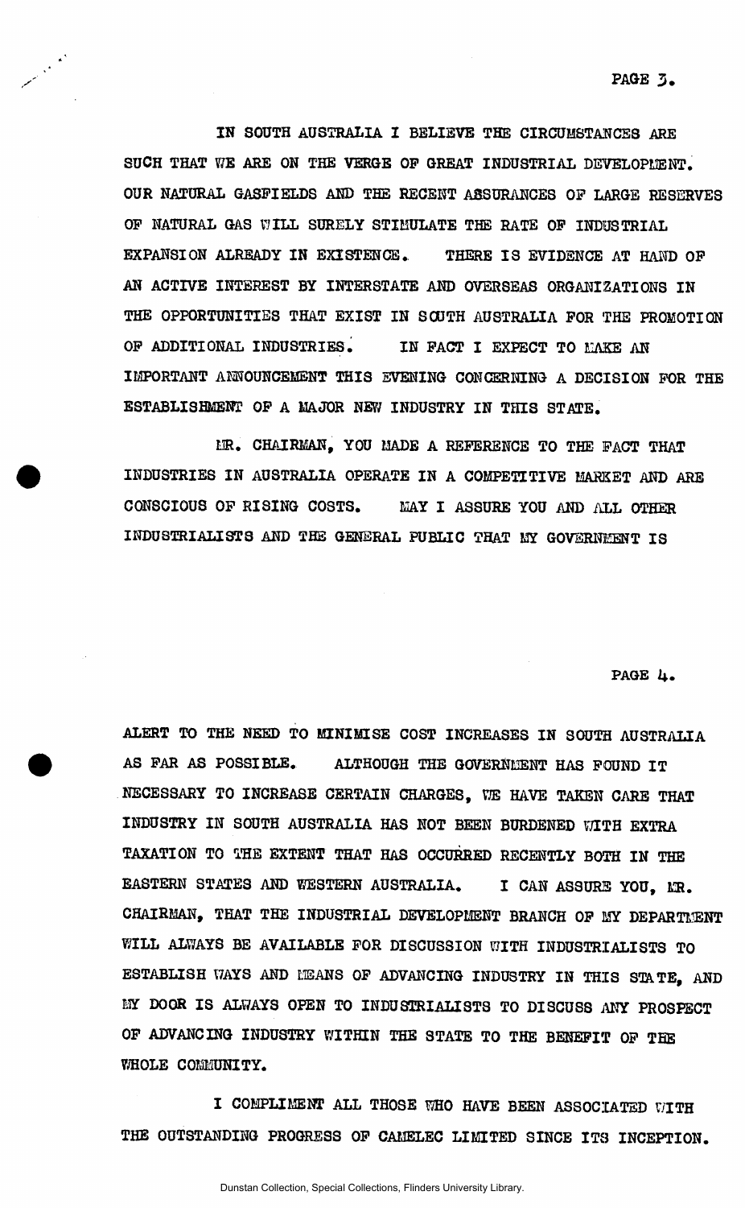IN SOUTH AUSTRALIA I BELIEVE THE CIRCUMSTANCES ARE SUCH THAT WE ARE ON THE VERGE OF GREAT INDUSTRIAL DEVELOPMENT. OUR NATURAL GASFIELDS AND THE RECENT ASSURANCES OF LARGE RESERVES OF NATURAL GAS WILL SURELY STIMULATE THE RATE OF INDUSTRIAL EXPANSION ALREADY IN EXISTENCE. THERE IS EVIDENCE AT HAND OF AN ACTIVE INTEREST BY INTERSTATE AND OVERSEAS ORGANIZATIONS IN THE OPPORTUNITIES THAT EXIST IN SOUTH AUSTRALIA FOR THE PROMOTION OF ADDITIONAL INDUSTRIES. IN FACT I EXPECT TO MAKE AN IMPORTANT ANNOUNCEMENT THIS EVENING CONCERNING A DECISION FOR THE ESTABLISHMENT OF A MAJOR NEW INDUSTRY IN THIS STATE.

MR. CHAIRMAN, YOU MADE A REFERENCE TO THE FACT THAT INDUSTRIES IN AUSTRALIA OPERATE IN A COMPETITIVE MARKET AND ARE CONSCIOUS OF RISING COSTS. MAY I ASSURE YOU AND ALL OTHER INDUSTRIALISTS AND THE GENERAL PUBLIC THAT MY GOVERNMENT IS ALERT TO THE NEED TO MINIMISE COST INCREASES IN SOUTH AUSTRALIA AS FAR AS POSSIBLE. ALTHOUGH THE GOVERNMENT HAS FOUND IT NECESSARY TO INCREASE CERTAIN CHARGES, WE HAVE TAKEN CARE THAT INDUSTRY IN SOUTH AUSTRALIA HAS NOT BEEN BURDENED WITH EXTRA TAXATION TO THE EXTENT THAT HAS OCCURRED RECENTLY BOTH IN THE EASTERN STATES AND WESTERN AUSTRALIA. I CAN ASSURE YOU, MR. CHAIRMAN, THAT THE INDUSTRIAL DEVELOPMENT BRANCH OF MY DEPARTMENT WILL ALWAYS BE AVAILABLE FOR DISCUSSION WITH INDUSTRIALISTS TO ESTABLISH WAYS AND MEANS OF ADVANCING INDUSTRY IN THIS STATE, AND MY DOOR IS ALWAYS OPEN TO INDUSTRIALISTS TO DISCUSS ANY PROSPECT OF ADVANCING INDUSTRY WITHIN THE STATE TO THE BENEFIT OF THE WHOLE COMMUNITY.

I COMPLIMENT ALL THOSE WHO HAVE BEEN ASSOCIATED WITH THE OUTSTANDING PROGRESS OF CAMELEC LIMITED SINCE ITS INCEPTION.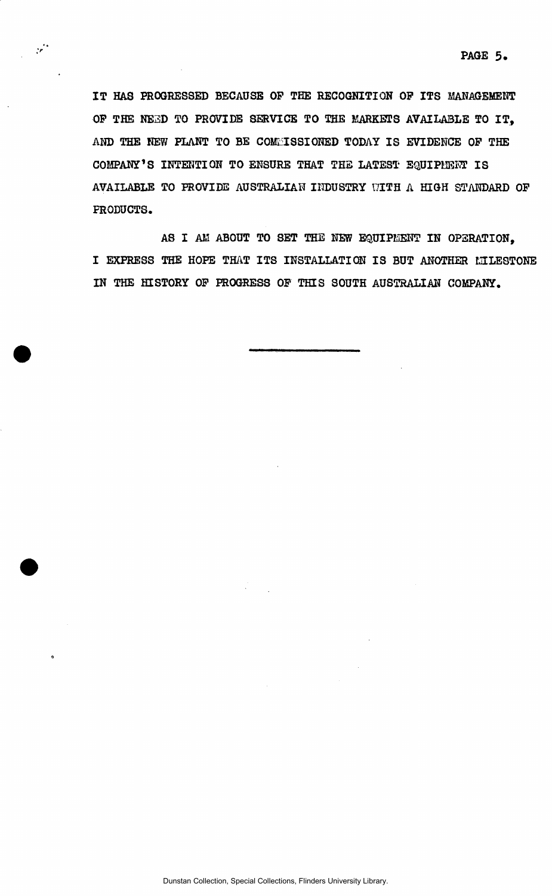IT HAS PROGRESSED BECAUSE OF THE RECOGNITION OF ITS MANAGEMENT OF THE NEED TO PROVIDE SERVICE TO THE MARKETS AVAILABLE TO IT, AND THE NEW PLANT TO BE COMMISSIONED TODAY IS EVIDENCE OF THE COMPANY'S INTENTION TO ENSURE THAT THE LATEST EQUIPMENT IS AVAILABLE TO PROVIDE AUSTRALIAN INDUSTRY WITH A HIGH STANDARD OF PRODUCTS.

AS I AM ABOUT TO SET THE NEW EQUIPMENT IN OPERATION, I EXPRESS THE HOPE THAT ITS INSTALLATION IS BUT ANOTHER MILESTONE IN THE HISTORY OF PROGRESS OF THIS SOUTH AUSTRALIAN COMPANY.

---

Dunstan Collection, Special Collections, Flinders University Library.